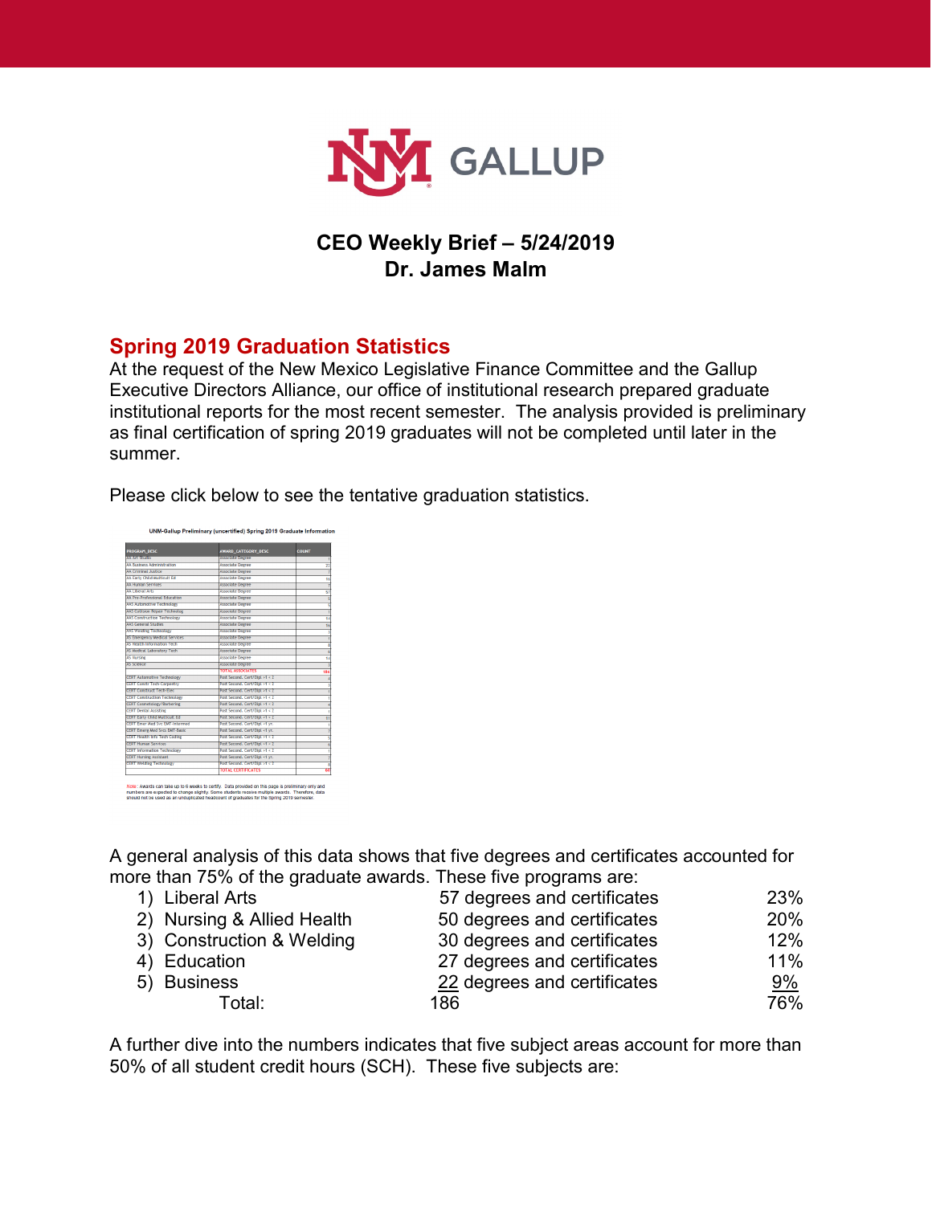# CEO Weekly Brief – 5/24/2019
## Dr. James Malm

### Spring 2019 Graduation Statistics

At the request of the New Mexico Legislative Finance Committee and the Gallup Executive Directors Alliance, our office of institutional research prepared graduate institutional reports for the most recent semester. The analysis provided is preliminary as final certification of spring 2019 graduates will not be completed until later in the summer.

Please click below to see the tentative graduation statistics.

**UNM-Gallup Preliminary (uncertified) Spring 2019 Graduate Information**

Note: Awards can take up to 6 weeks to certify. Data provided on this page is preliminary only and numbers are expected to change slightly. Some students receive multiple awards. Therefore, data should not be used as an unduplicated headcount of graduates for the Spring 2019 semester.

A general analysis of this data shows that five degrees and certificates accounted for more than 75% of the graduate awards. These five programs are:

| | Program | Degrees and certificates | Percent |
|---|---|---|---|
| 1) | Liberal Arts | 57 degrees and certificates | 23% |
| 2) | Nursing & Allied Health | 50 degrees and certificates | 20% |
| 3) | Construction & Welding | 30 degrees and certificates | 12% |
| 4) | Education | 27 degrees and certificates | 11% |
| 5) | Business | 22 degrees and certificates | 9% |
| | Total: | 186 | 76% |

A further dive into the numbers indicates that five subject areas account for more than 50% of all student credit hours (SCH). These five subjects are: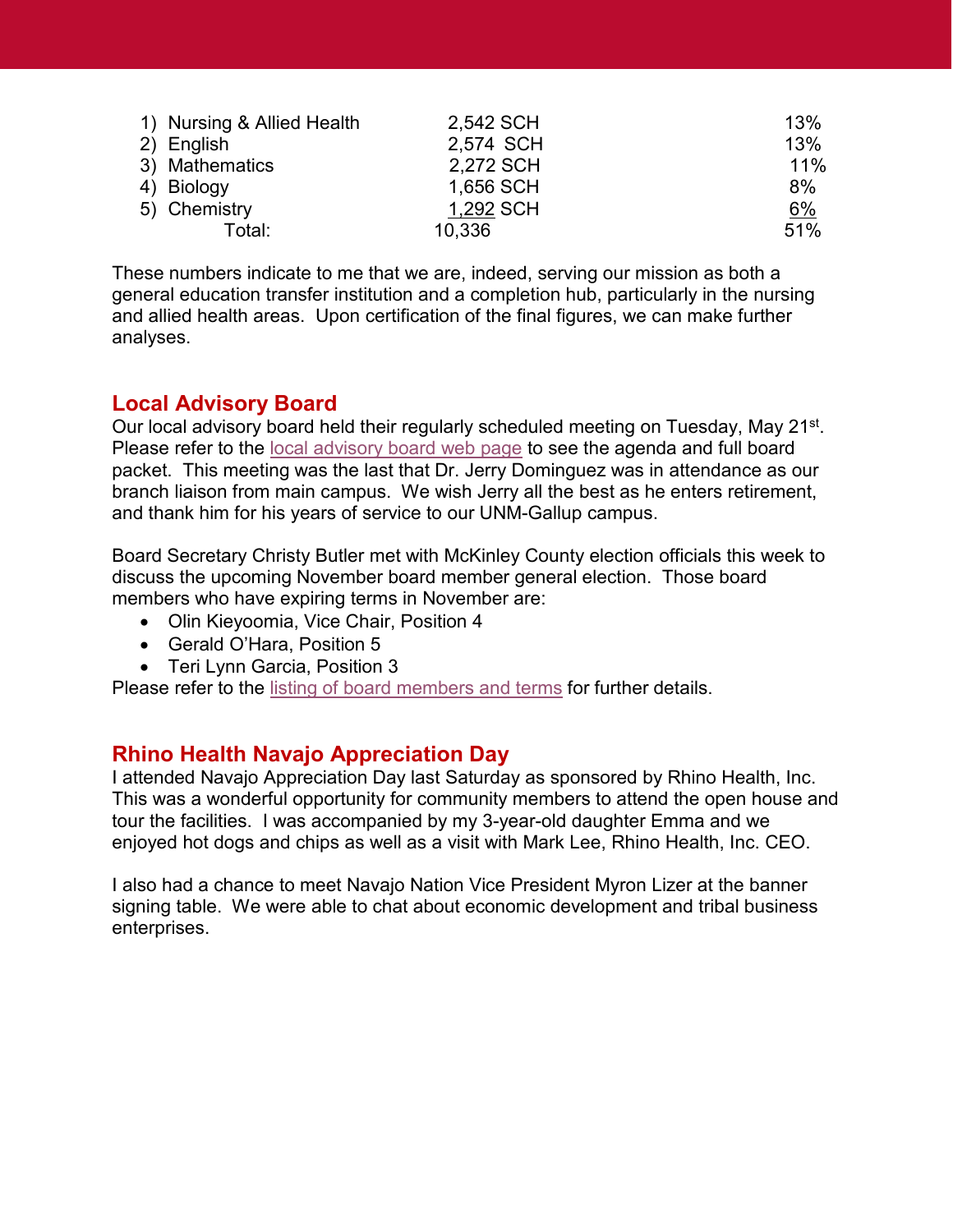| | | |
|---|---|---|
| 1) Nursing & Allied Health | 2,542 SCH | 13% |
| 2) English | 2,574 SCH | 13% |
| 3) Mathematics | 2,272 SCH | 11% |
| 4) Biology | 1,656 SCH | 8% |
| 5) Chemistry | 1,292 SCH | 6% |
| Total: | 10,336 | 51% |

These numbers indicate to me that we are, indeed, serving our mission as both a general education transfer institution and a completion hub, particularly in the nursing and allied health areas. Upon certification of the final figures, we can make further analyses.

## Local Advisory Board

Our local advisory board held their regularly scheduled meeting on Tuesday, May 21st. Please refer to the local advisory board web page to see the agenda and full board packet. This meeting was the last that Dr. Jerry Dominguez was in attendance as our branch liaison from main campus. We wish Jerry all the best as he enters retirement, and thank him for his years of service to our UNM-Gallup campus.

Board Secretary Christy Butler met with McKinley County election officials this week to discuss the upcoming November board member general election. Those board members who have expiring terms in November are:

- Olin Kieyoomia, Vice Chair, Position 4
- Gerald O'Hara, Position 5
- Teri Lynn Garcia, Position 3

Please refer to the listing of board members and terms for further details.

## Rhino Health Navajo Appreciation Day

I attended Navajo Appreciation Day last Saturday as sponsored by Rhino Health, Inc. This was a wonderful opportunity for community members to attend the open house and tour the facilities. I was accompanied by my 3-year-old daughter Emma and we enjoyed hot dogs and chips as well as a visit with Mark Lee, Rhino Health, Inc. CEO.

I also had a chance to meet Navajo Nation Vice President Myron Lizer at the banner signing table. We were able to chat about economic development and tribal business enterprises.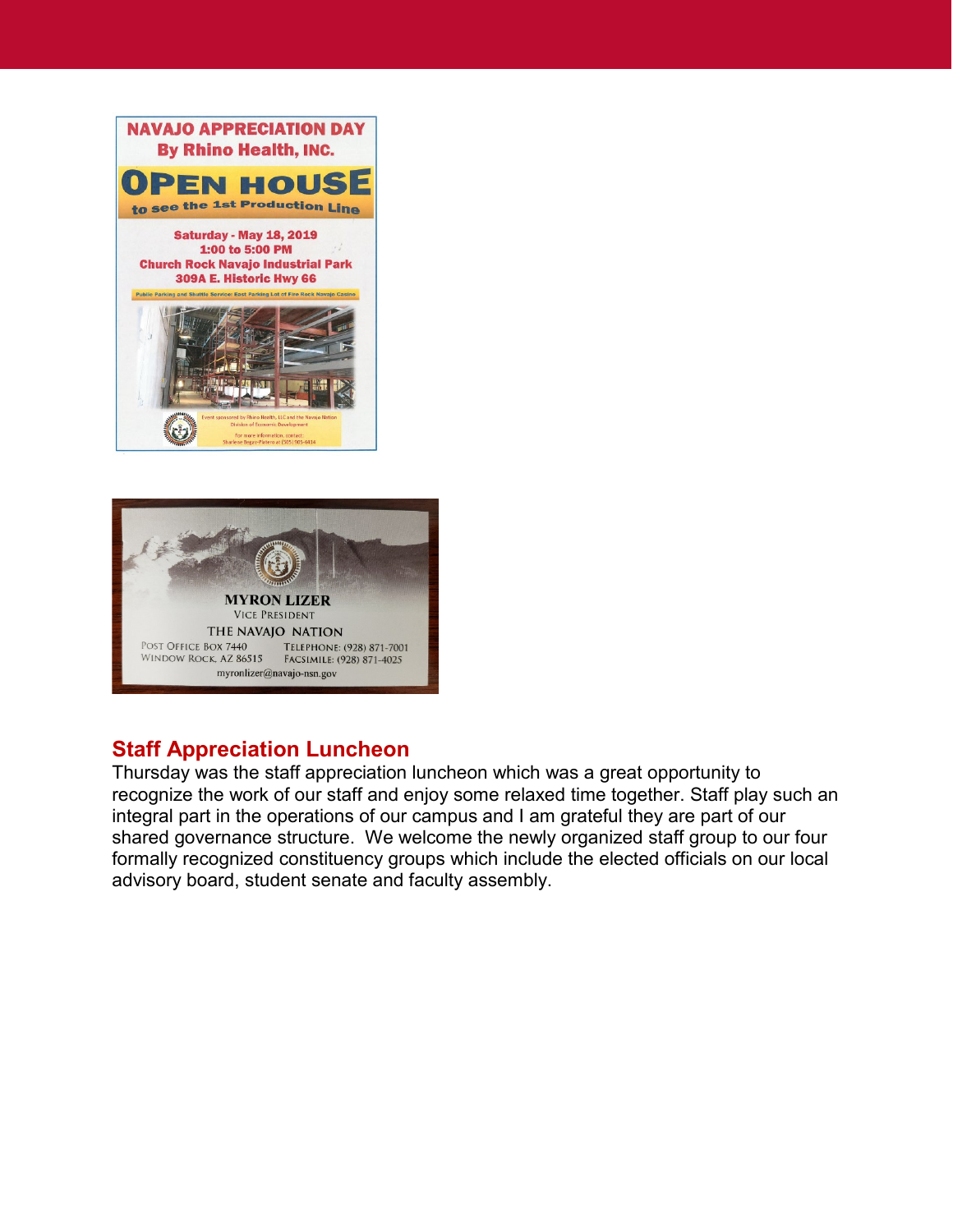NAVAJO APPRECIATION DAY
By Rhino Health, INC.

OPEN HOUSE
to see the 1st Production Line

Saturday - May 18, 2019
1:00 to 5:00 PM
Church Rock Navajo Industrial Park
309A E. Historic Hwy 66

Public Parking and Shuttle Service: East Parking Lot of Fire Rock Navajo Casino

Event sponsored by Rhino Health, LLC and the Navajo Nation Division of Economic Development

For more information, contact: Sharlene Begay-Platero at (505) 905-6434

MYRON LIZER
VICE PRESIDENT
THE NAVAJO NATION

POST OFFICE BOX 7440
WINDOW ROCK, AZ 86515

TELEPHONE: (928) 871-7001
FACSIMILE: (928) 871-4025

myronlizer@navajo-nsn.gov

## Staff Appreciation Luncheon

Thursday was the staff appreciation luncheon which was a great opportunity to recognize the work of our staff and enjoy some relaxed time together. Staff play such an integral part in the operations of our campus and I am grateful they are part of our shared governance structure. We welcome the newly organized staff group to our four formally recognized constituency groups which include the elected officials on our local advisory board, student senate and faculty assembly.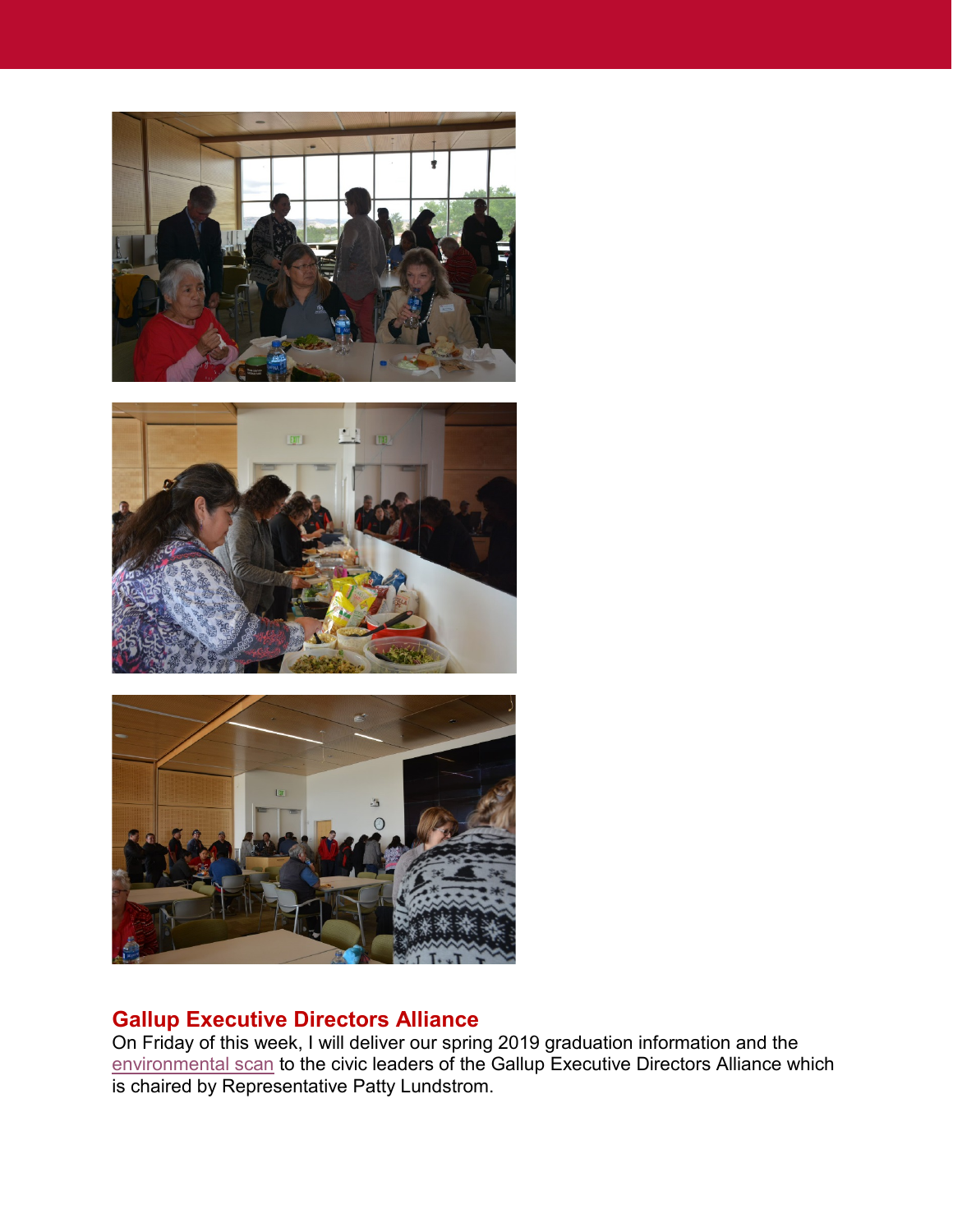## Gallup Executive Directors Alliance

On Friday of this week, I will deliver our spring 2019 graduation information and the environmental scan to the civic leaders of the Gallup Executive Directors Alliance which is chaired by Representative Patty Lundstrom.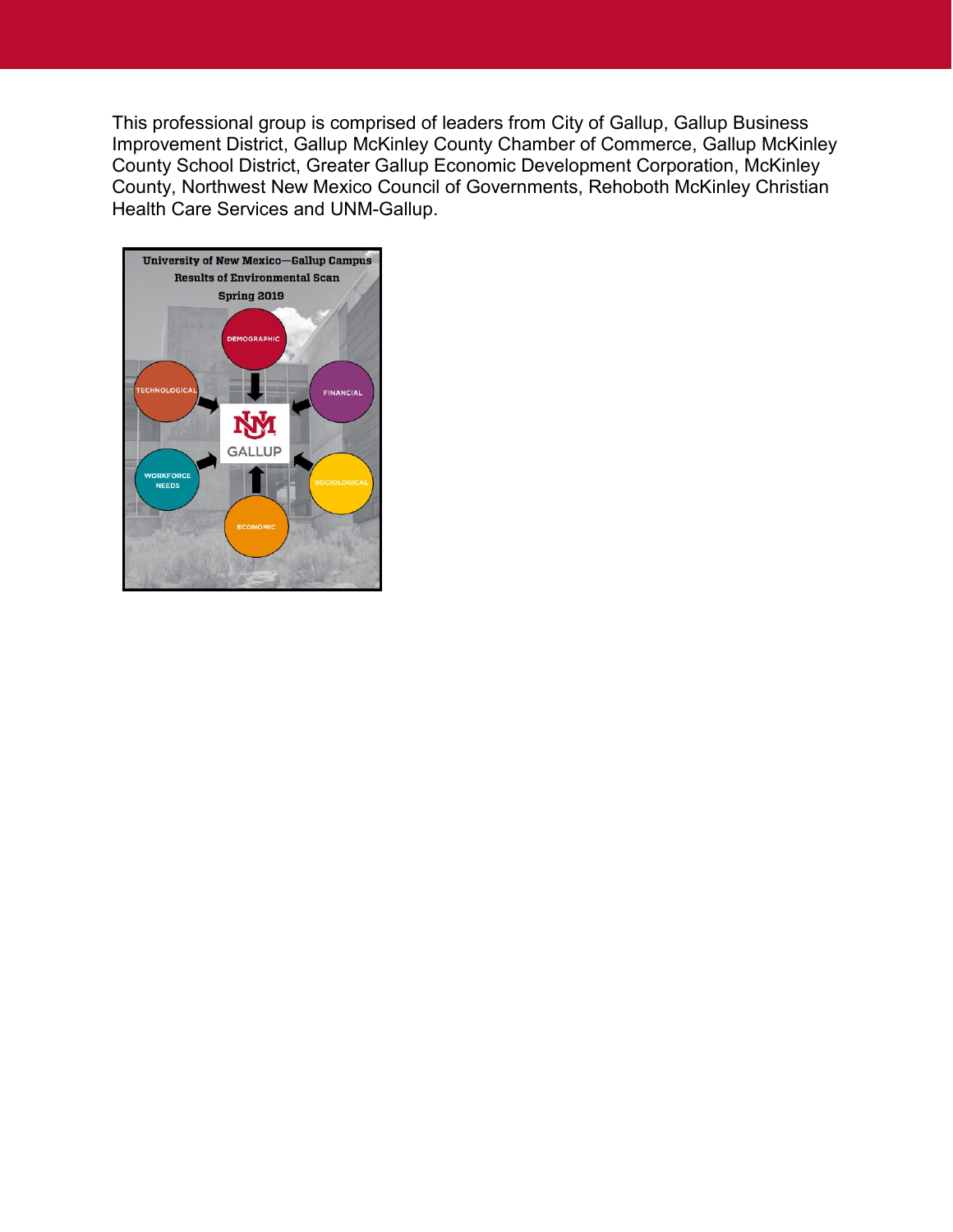This professional group is comprised of leaders from City of Gallup, Gallup Business Improvement District, Gallup McKinley County Chamber of Commerce, Gallup McKinley County School District, Greater Gallup Economic Development Corporation, McKinley County, Northwest New Mexico Council of Governments, Rehoboth McKinley Christian Health Care Services and UNM-Gallup.

University of New Mexico—Gallup Campus

Results of Environmental Scan

Spring 2019

DEMOGRAPHIC

TECHNOLOGICAL

FINANCIAL

WORKFORCE NEEDS

SOCIOLOGICAL

ECONOMIC

GALLUP